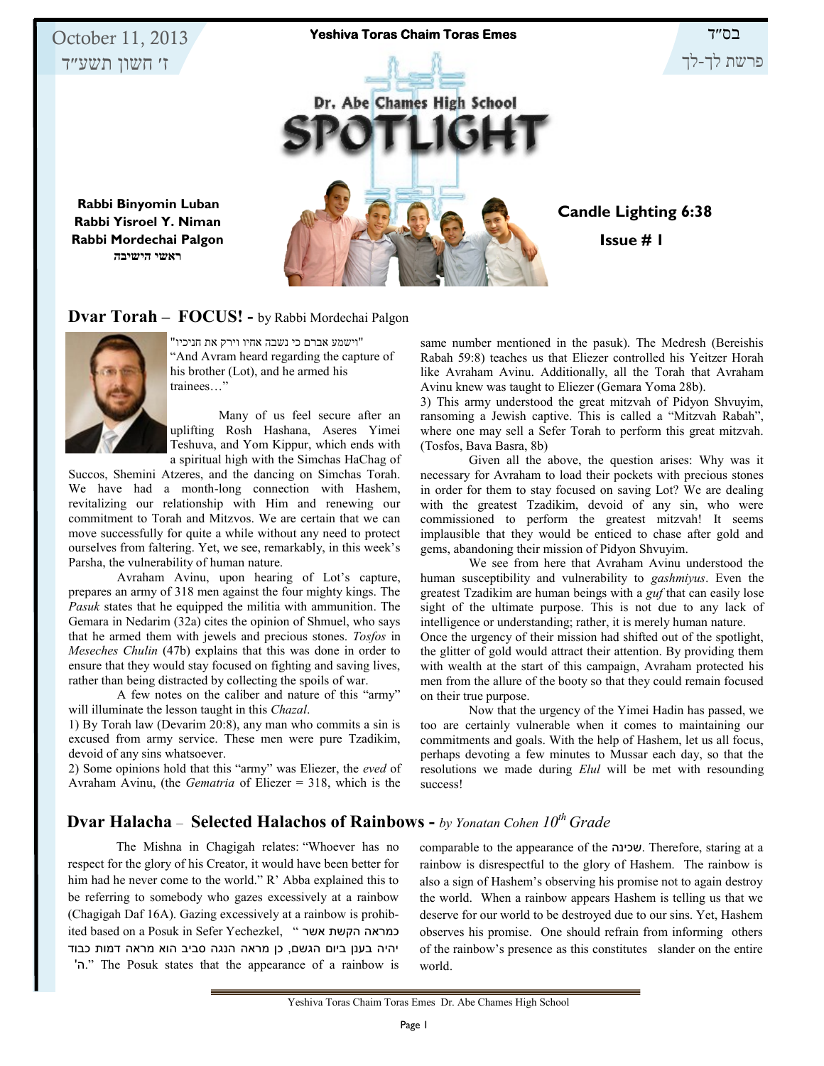October 11, 2013
ז׳ חשון תשע״ד

Yeshiva Toras Chaim Toras Emes

בס״ד
פרשת לך-לך

# Dr. Abe Chames High School SPOTLIGHT

**Rabbi Binyomin Luban**
**Rabbi Yisroel Y. Niman**
**Rabbi Mordechai Palgon**
**ראשי הישיבה**

**Candle Lighting 6:38**

**Issue # 1**

## Dvar Torah – FOCUS! - by Rabbi Mordechai Palgon

"וישמע אברם כי נשבה אחיו וירק את חניכיו"
"And Avram heard regarding the capture of his brother (Lot), and he armed his trainees…"

Many of us feel secure after an uplifting Rosh Hashana, Aseres Yimei Teshuva, and Yom Kippur, which ends with a spiritual high with the Simchas HaChag of Succos, Shemini Atzeres, and the dancing on Simchas Torah. We have had a month-long connection with Hashem, revitalizing our relationship with Him and renewing our commitment to Torah and Mitzvos. We are certain that we can move successfully for quite a while without any need to protect ourselves from faltering. Yet, we see, remarkably, in this week's Parsha, the vulnerability of human nature.

Avraham Avinu, upon hearing of Lot's capture, prepares an army of 318 men against the four mighty kings. The *Pasuk* states that he equipped the militia with ammunition. The Gemara in Nedarim (32a) cites the opinion of Shmuel, who says that he armed them with jewels and precious stones. *Tosfos* in *Meseches Chulin* (47b) explains that this was done in order to ensure that they would stay focused on fighting and saving lives, rather than being distracted by collecting the spoils of war.

A few notes on the caliber and nature of this "army" will illuminate the lesson taught in this *Chazal*.

1) By Torah law (Devarim 20:8), any man who commits a sin is excused from army service. These men were pure Tzadikim, devoid of any sins whatsoever.

2) Some opinions hold that this "army" was Eliezer, the *eved* of Avraham Avinu, (the *Gematria* of Eliezer = 318, which is the same number mentioned in the pasuk). The Medresh (Bereishis Rabah 59:8) teaches us that Eliezer controlled his Yeitzer Horah like Avraham Avinu. Additionally, all the Torah that Avraham Avinu knew was taught to Eliezer (Gemara Yoma 28b).

3) This army understood the great mitzvah of Pidyon Shvuyim, ransoming a Jewish captive. This is called a "Mitzvah Rabah", where one may sell a Sefer Torah to perform this great mitzvah. (Tosfos, Bava Basra, 8b)

Given all the above, the question arises: Why was it necessary for Avraham to load their pockets with precious stones in order for them to stay focused on saving Lot? We are dealing with the greatest Tzadikim, devoid of any sin, who were commissioned to perform the greatest mitzvah! It seems implausible that they would be enticed to chase after gold and gems, abandoning their mission of Pidyon Shvuyim.

We see from here that Avraham Avinu understood the human susceptibility and vulnerability to *gashmiyus*. Even the greatest Tzadikim are human beings with a *guf* that can easily lose sight of the ultimate purpose. This is not due to any lack of intelligence or understanding; rather, it is merely human nature. Once the urgency of their mission had shifted out of the spotlight, the glitter of gold would attract their attention. By providing them with wealth at the start of this campaign, Avraham protected his men from the allure of the booty so that they could remain focused on their true purpose.

Now that the urgency of the Yimei Hadin has passed, we too are certainly vulnerable when it comes to maintaining our commitments and goals. With the help of Hashem, let us all focus, perhaps devoting a few minutes to Mussar each day, so that the resolutions we made during *Elul* will be met with resounding success!

## Dvar Halacha – Selected Halachos of Rainbows - *by Yonatan Cohen 10th Grade*

The Mishna in Chagigah relates: "Whoever has no respect for the glory of his Creator, it would have been better for him had he never come to the world." R' Abba explained this to be referring to somebody who gazes excessively at a rainbow (Chagigah Daf 16A). Gazing excessively at a rainbow is prohibited based on a Posuk in Sefer Yechezkel, "כמראה הקשת אשר יהיה בענן ביום הגשם, כן מראה הנגה סביב הוא מראה דמות כבוד ה'." The Posuk states that the appearance of a rainbow is comparable to the appearance of the שכינה. Therefore, staring at a rainbow is disrespectful to the glory of Hashem. The rainbow is also a sign of Hashem's observing his promise not to again destroy the world. When a rainbow appears Hashem is telling us that we deserve for our world to be destroyed due to our sins. Yet, Hashem observes his promise. One should refrain from informing others of the rainbow's presence as this constitutes slander on the entire world.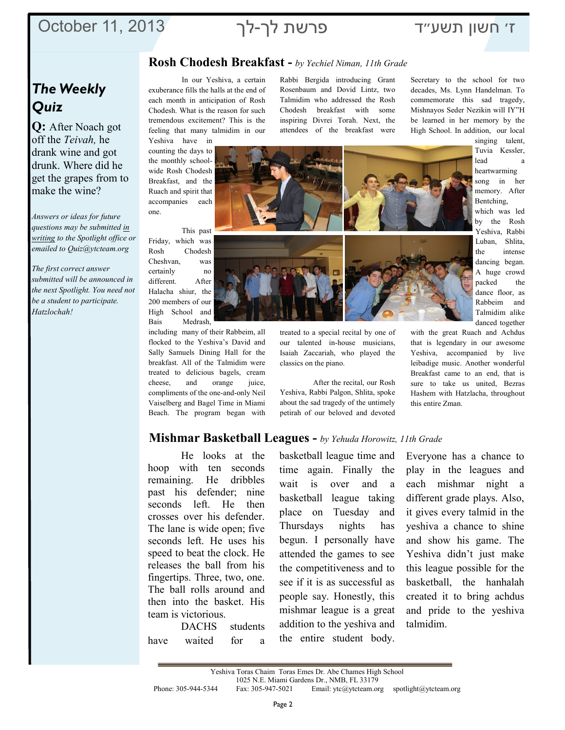October 11, 2013 פרשת לך-לך ז׳ חשון תשע״ד

## *The Weekly Quiz*

**Q:** After Noach got off the *Teivah,* he drank wine and got drunk. Where did he get the grapes from to make the wine?

*Answers or ideas for future questions may be submitted in writing to the Spotlight office or emailed to Quiz@ytcteam.org*

*The first correct answer submitted will be announced in the next Spotlight. You need not be a student to participate. Hatzlochah!*

## Rosh Chodesh Breakfast - *by Yechiel Niman, 11th Grade*

In our Yeshiva, a certain exuberance fills the halls at the end of each month in anticipation of Rosh Chodesh. What is the reason for such tremendous excitement? This is the feeling that many talmidim in our Yeshiva have in counting the days to the monthly school-wide Rosh Chodesh Breakfast, and the Ruach and spirit that accompanies each one.

This past Friday, which was Rosh Chodesh Cheshvan, was certainly no different. After Halacha shiur, the 200 members of our High School and Bais Medrash, including many of their Rabbeim, all flocked to the Yeshiva's David and Sally Samuels Dining Hall for the breakfast. All of the Talmidim were treated to delicious bagels, cream cheese, and orange juice, compliments of the one-and-only Neil Vaiselberg and Bagel Time in Miami Beach. The program began with Rabbi Bergida introducing Grant Rosenbaum and Dovid Lintz, two Talmidim who addressed the Rosh Chodesh breakfast with some inspiring Divrei Torah. Next, the attendees of the breakfast were treated to a special recital by one of our talented in-house musicians, Isaiah Zaccariah, who played the classics on the piano.

After the recital, our Rosh Yeshiva, Rabbi Palgon, Shlita, spoke about the sad tragedy of the untimely petirah of our beloved and devoted Secretary to the school for two decades, Ms. Lynn Handelman. To commemorate this sad tragedy, Mishnayos Seder Nezikin will IY"H be learned in her memory by the High School. In addition, our local singing talent, Tuvia Kessler, lead a heartwarming song in her memory. After Bentching, which was led by the Rosh Yeshiva, Rabbi Luban, Shlita, the intense dancing began. A huge crowd packed the dance floor, as Rabbeim and Talmidim alike danced together with the great Ruach and Achdus that is legendary in our awesome Yeshiva, accompanied by live leibadige music. Another wonderful Breakfast came to an end, that is sure to keep us united, Bezras Hashem with Hatzlacha, throughout this entire Zman.

## Mishmar Basketball Leagues - *by Yehuda Horowitz, 11th Grade*

He looks at the hoop with ten seconds remaining. He dribbles past his defender; nine seconds left. He then crosses over his defender. The lane is wide open; five seconds left. He uses his speed to beat the clock. He releases the ball from his fingertips. Three, two, one. The ball rolls around and then into the basket. His team is victorious.

DACHS students have waited for a basketball league time and time again. Finally the wait is over and a basketball league taking place on Tuesday and Thursdays nights has begun. I personally have attended the games to see the competitiveness and to see if it is as successful as people say. Honestly, this mishmar league is a great addition to the yeshiva and the entire student body. Everyone has a chance to play in the leagues and each mishmar night a different grade plays. Also, it gives every talmid in the yeshiva a chance to shine and show his game. The Yeshiva didn't just make this league possible for the basketball, the hanhalah created it to bring achdus and pride to the yeshiva talmidim.

Yeshiva Toras Chaim Toras Emes Dr. Abe Chames High School
1025 N.E. Miami Gardens Dr., NMB, FL 33179
Phone: 305-944-5344 Fax: 305-947-5021 Email: ytc@ytcteam.org spotlight@ytcteam.org